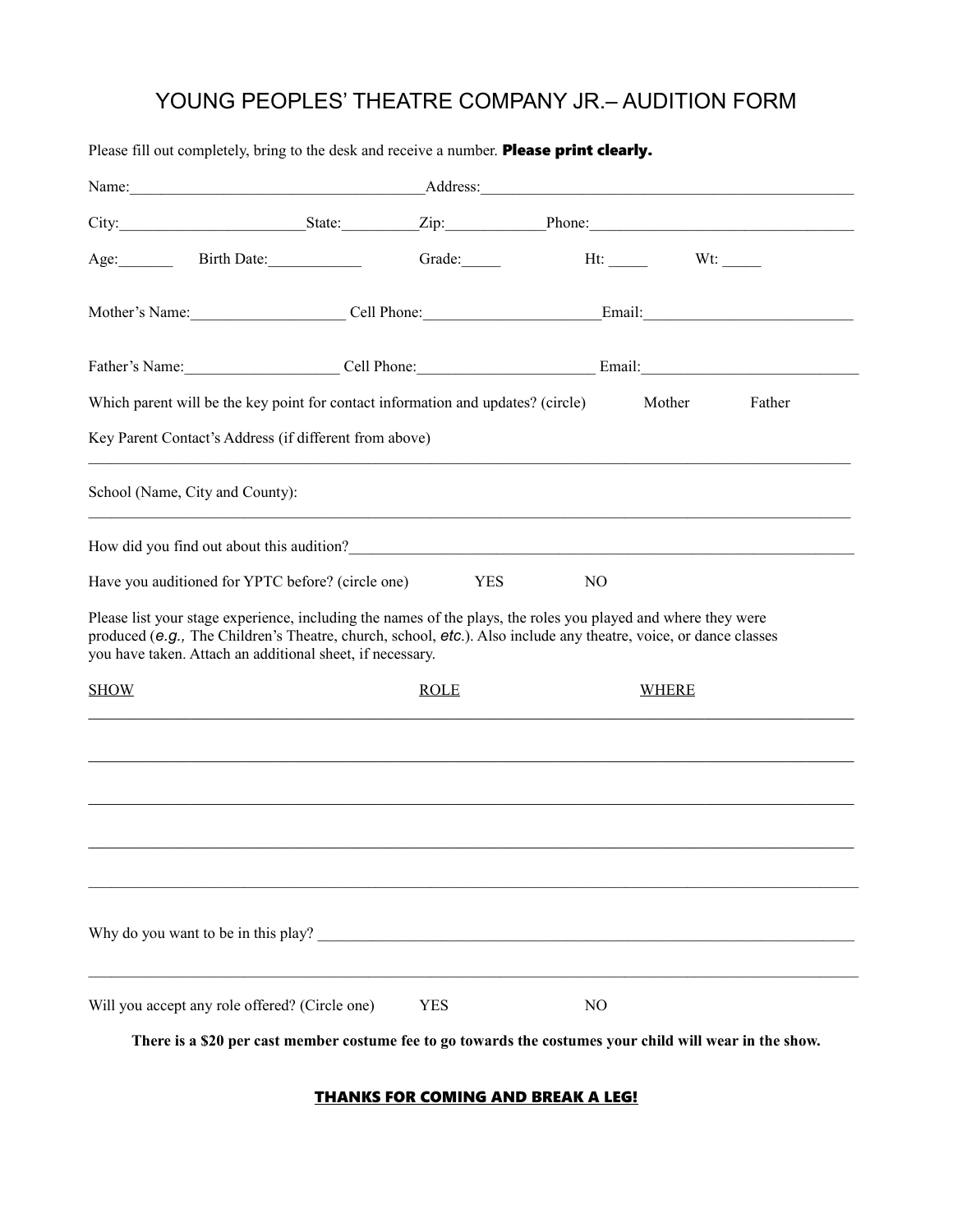# YOUNG PEOPLES' THEATRE COMPANY JR.– AUDITION FORM

Please fill out completely, bring to the desk and receive a number. **Please print clearly.**

Name:______________________________________Address:________________________________________________

City:_______________________State:_________Zip:____________Phone:________________________________

Age:_______ Birth Date:____________ Grade:_____ Ht: _____ Wt: _____

Mother's Name:___________________ Cell Phone:_____________________Email:__________________________

Father's Name:___________________ Cell Phone:_____________________ Email:__________________________

Which parent will be the key point for contact information and updates? (circle) Mother Father

Key Parent Contact's Address (if different from above)

______________________________________________________________________________________________

School (Name, City and County):

______________________________________________________________________________________________

How did you find out about this audition?_____________________________________________________________

Have you auditioned for YPTC before? (circle one) YES NO

Please list your stage experience, including the names of the plays, the roles you played and where they were produced (*e.g.,* The Children's Theatre, church, school, *etc.*). Also include any theatre, voice, or dance classes you have taken. Attach an additional sheet, if necessary.

| SHOW | ROLE | WHERE |
|---|---|---|
| | | |
| | | |
| | | |
| | | |
| | | |

Why do you want to be in this play? _________________________________________________________________

______________________________________________________________________________________________

Will you accept any role offered? (Circle one) YES NO

**There is a $20 per cast member costume fee to go towards the costumes your child will wear in the show.**

**THANKS FOR COMING AND BREAK A LEG!**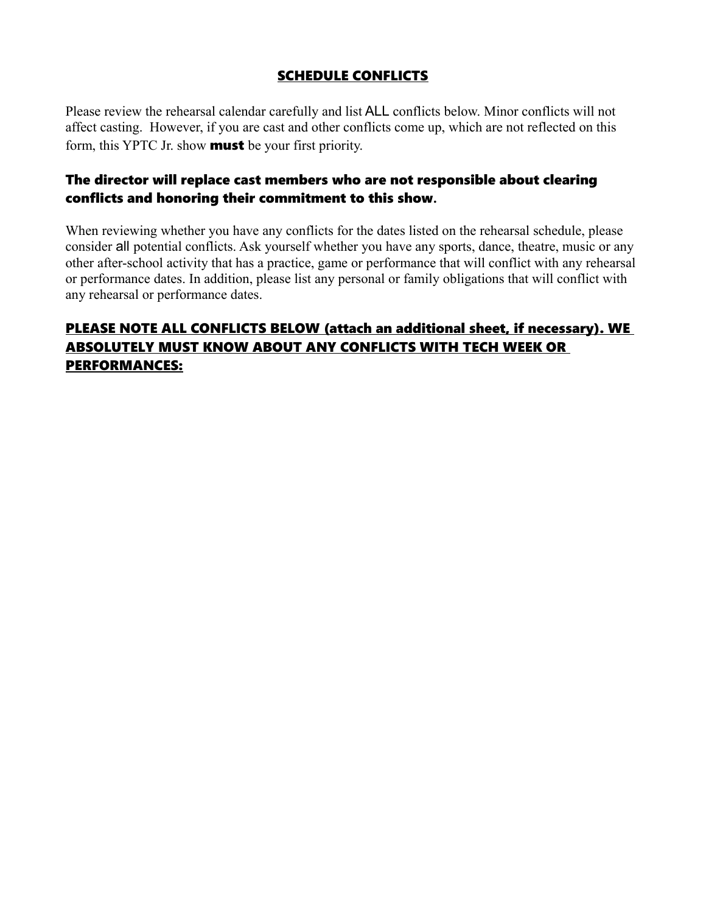## SCHEDULE CONFLICTS

Please review the rehearsal calendar carefully and list ALL conflicts below. Minor conflicts will not affect casting. However, if you are cast and other conflicts come up, which are not reflected on this form, this YPTC Jr. show **must** be your first priority.

### The director will replace cast members who are not responsible about clearing conflicts and honoring their commitment to this show.

When reviewing whether you have any conflicts for the dates listed on the rehearsal schedule, please consider all potential conflicts. Ask yourself whether you have any sports, dance, theatre, music or any other after-school activity that has a practice, game or performance that will conflict with any rehearsal or performance dates. In addition, please list any personal or family obligations that will conflict with any rehearsal or performance dates.

### PLEASE NOTE ALL CONFLICTS BELOW (attach an additional sheet, if necessary). WE ABSOLUTELY MUST KNOW ABOUT ANY CONFLICTS WITH TECH WEEK OR PERFORMANCES: